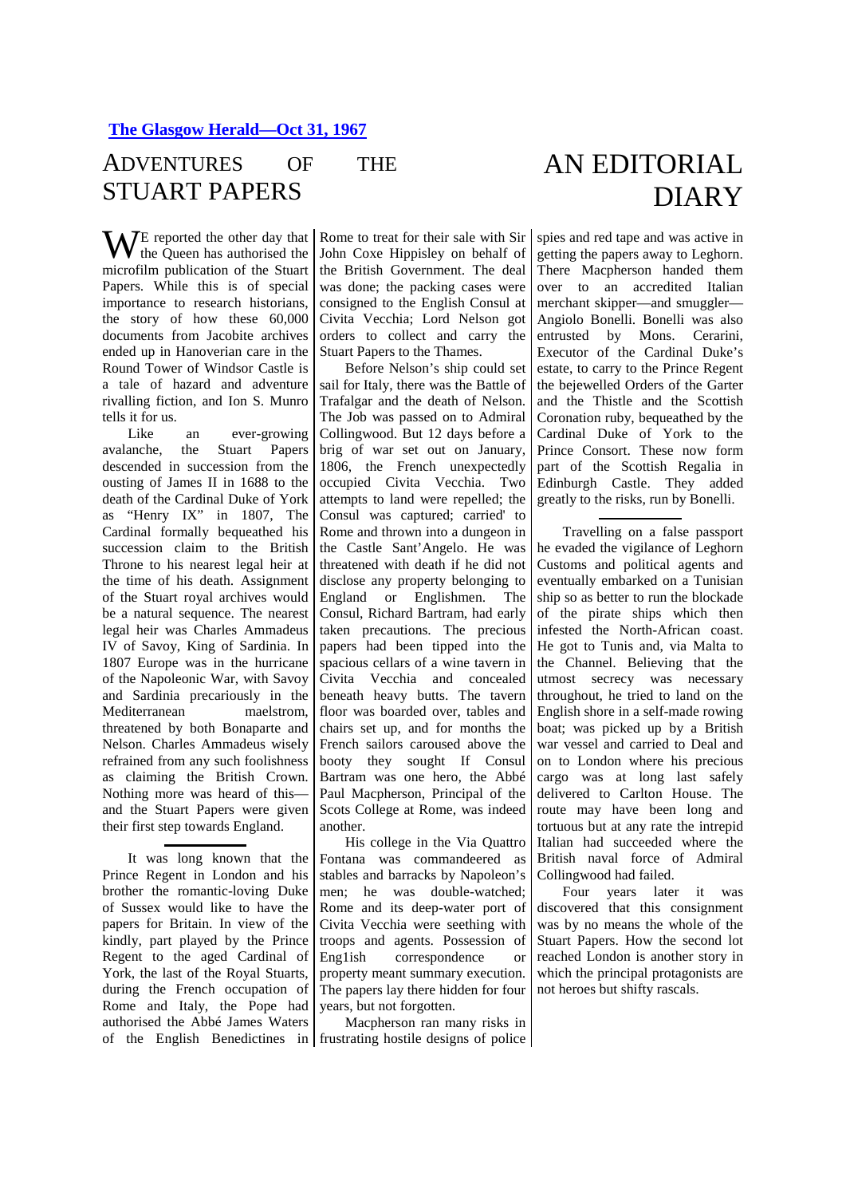**The Glasgow Herald—Oct 31, 1967**

# ADVENTURES OF THE STUART PAPERS

# AN EDITORIAL DIARY

WE reported the other day that the Queen has authorised the microfilm publication of the Stuart Papers. While this is of special importance to research historians, the story of how these 60,000 documents from Jacobite archives ended up in Hanoverian care in the Round Tower of Windsor Castle is a tale of hazard and adventure rivalling fiction, and Ion S. Munro tells it for us.

Like an ever-growing avalanche, the Stuart Papers descended in succession from the ousting of James II in 1688 to the death of the Cardinal Duke of York as "Henry IX" in 1807, The Cardinal formally bequeathed his succession claim to the British Throne to his nearest legal heir at the time of his death. Assignment of the Stuart royal archives would be a natural sequence. The nearest legal heir was Charles Ammadeus IV of Savoy, King of Sardinia. In 1807 Europe was in the hurricane of the Napoleonic War, with Savoy and Sardinia precariously in the Mediterranean maelstrom, threatened by both Bonaparte and Nelson. Charles Ammadeus wisely refrained from any such foolishness as claiming the British Crown. Nothing more was heard of this—and the Stuart Papers were given their first step towards England.

---

It was long known that the Prince Regent in London and his brother the romantic-loving Duke of Sussex would like to have the papers for Britain. In view of the kindly, part played by the Prince Regent to the aged Cardinal of York, the last of the Royal Stuarts, during the French occupation of Rome and Italy, the Pope had authorised the Abbé James Waters of the English Benedictines in Rome to treat for their sale with Sir John Coxe Hippisley on behalf of the British Government. The deal was done; the packing cases were consigned to the English Consul at Civita Vecchia; Lord Nelson got orders to collect and carry the Stuart Papers to the Thames.

Before Nelson's ship could set sail for Italy, there was the Battle of Trafalgar and the death of Nelson. The Job was passed on to Admiral Collingwood. But 12 days before a brig of war set out on January, 1806, the French unexpectedly occupied Civita Vecchia. Two attempts to land were repelled; the Consul was captured; carried' to Rome and thrown into a dungeon in the Castle Sant'Angelo. He was threatened with death if he did not disclose any property belonging to England or Englishmen. The Consul, Richard Bartram, had early taken precautions. The precious papers had been tipped into the spacious cellars of a wine tavern in Civita Vecchia and concealed beneath heavy butts. The tavern floor was boarded over, tables and chairs set up, and for months the French sailors caroused above the booty they sought If Consul Bartram was one hero, the Abbé Paul Macpherson, Principal of the Scots College at Rome, was indeed another.

His college in the Via Quattro Fontana was commandeered as stables and barracks by Napoleon's men; he was double-watched; Rome and its deep-water port of Civita Vecchia were seething with troops and agents. Possession of Eng1ish correspondence or property meant summary execution. The papers lay there hidden for four years, but not forgotten.

Macpherson ran many risks in frustrating hostile designs of police spies and red tape and was active in getting the papers away to Leghorn. There Macpherson handed them over to an accredited Italian merchant skipper—and smuggler—Angiolo Bonelli. Bonelli was also entrusted by Mons. Cerarini, Executor of the Cardinal Duke's estate, to carry to the Prince Regent the bejewelled Orders of the Garter and the Thistle and the Scottish Coronation ruby, bequeathed by the Cardinal Duke of York to the Prince Consort. These now form part of the Scottish Regalia in Edinburgh Castle. They added greatly to the risks, run by Bonelli.

---

Travelling on a false passport he evaded the vigilance of Leghorn Customs and political agents and eventually embarked on a Tunisian ship so as better to run the blockade of the pirate ships which then infested the North-African coast. He got to Tunis and, via Malta to the Channel. Believing that the utmost secrecy was necessary throughout, he tried to land on the English shore in a self-made rowing boat; was picked up by a British war vessel and carried to Deal and on to London where his precious cargo was at long last safely delivered to Carlton House. The route may have been long and tortuous but at any rate the intrepid Italian had succeeded where the British naval force of Admiral Collingwood had failed.

Four years later it was discovered that this consignment was by no means the whole of the Stuart Papers. How the second lot reached London is another story in which the principal protagonists are not heroes but shifty rascals.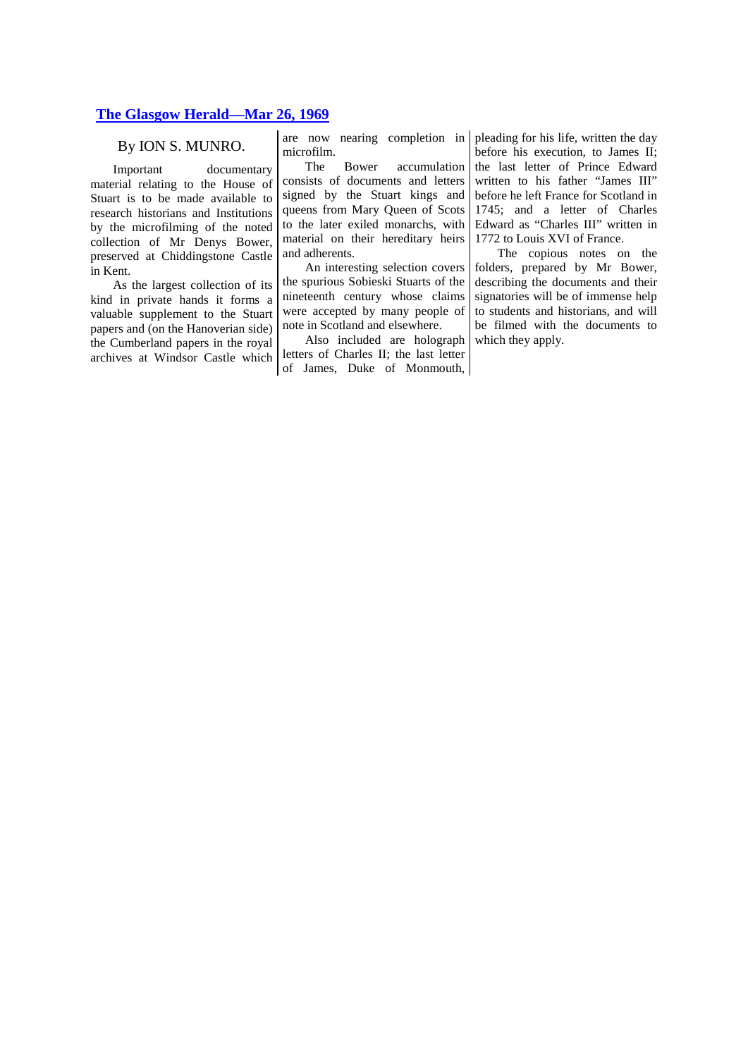## The Glasgow Herald—Mar 26, 1969

By ION S. MUNRO.

Important documentary material relating to the House of Stuart is to be made available to research historians and Institutions by the microfilming of the noted collection of Mr Denys Bower, preserved at Chiddingstone Castle in Kent.

As the largest collection of its kind in private hands it forms a valuable supplement to the Stuart papers and (on the Hanoverian side) the Cumberland papers in the royal archives at Windsor Castle which are now nearing completion in microfilm.

The Bower accumulation consists of documents and letters signed by the Stuart kings and queens from Mary Queen of Scots to the later exiled monarchs, with material on their hereditary heirs and adherents.

An interesting selection covers the spurious Sobieski Stuarts of the nineteenth century whose claims were accepted by many people of note in Scotland and elsewhere.

Also included are holograph letters of Charles II; the last letter of James, Duke of Monmouth, pleading for his life, written the day before his execution, to James II; the last letter of Prince Edward written to his father "James III" before he left France for Scotland in 1745; and a letter of Charles Edward as "Charles III" written in 1772 to Louis XVI of France.

The copious notes on the folders, prepared by Mr Bower, describing the documents and their signatories will be of immense help to students and historians, and will be filmed with the documents to which they apply.